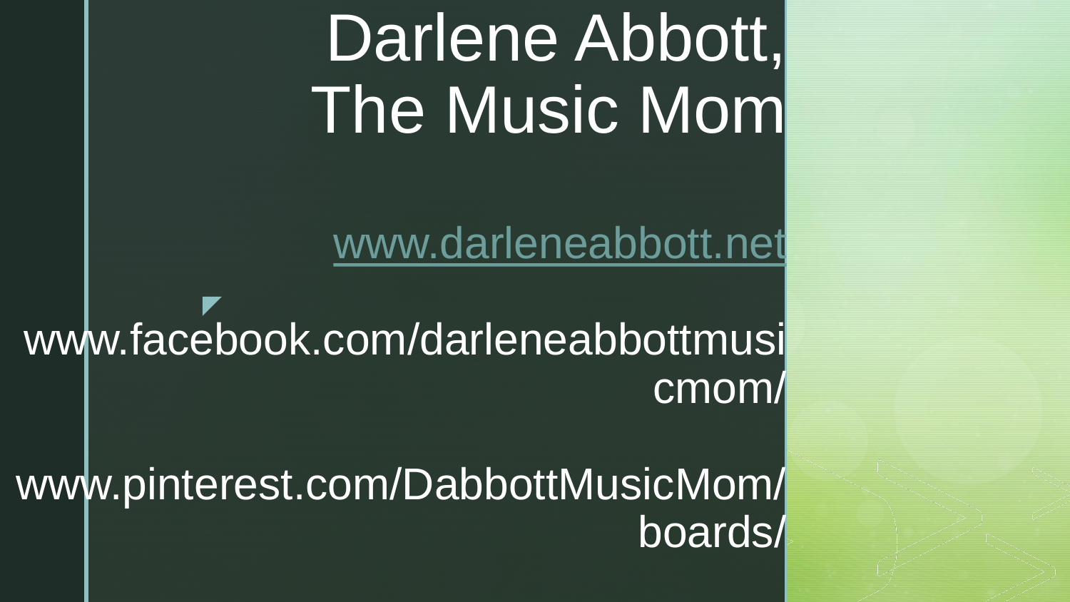# Darlene Abbott, The Music Mom

www.darleneabbott.net

www.facebook.com/darleneabbottmusicmom/

www.pinterest.com/DabbottMusicMom/boards/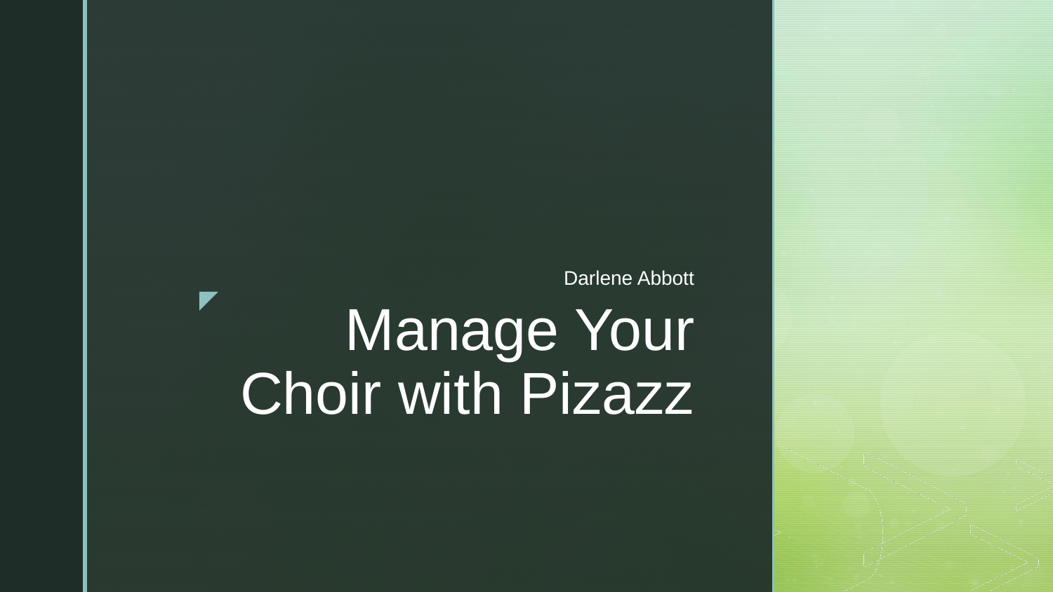Darlene Abbott

# Manage Your Choir with Pizazz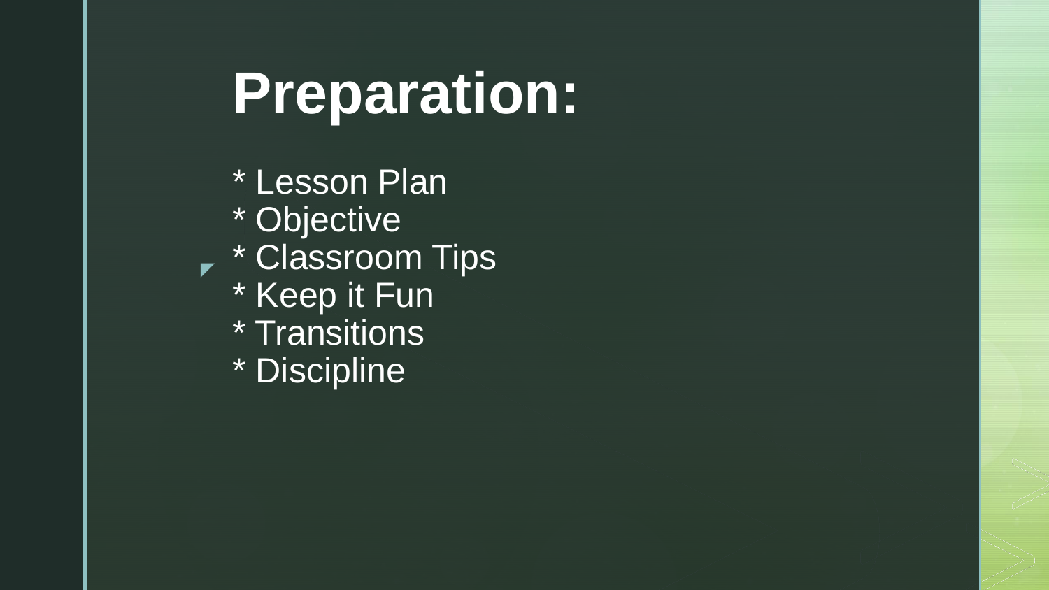# Preparation:

* Lesson Plan
* Objective
* Classroom Tips
* Keep it Fun
* Transitions
* Discipline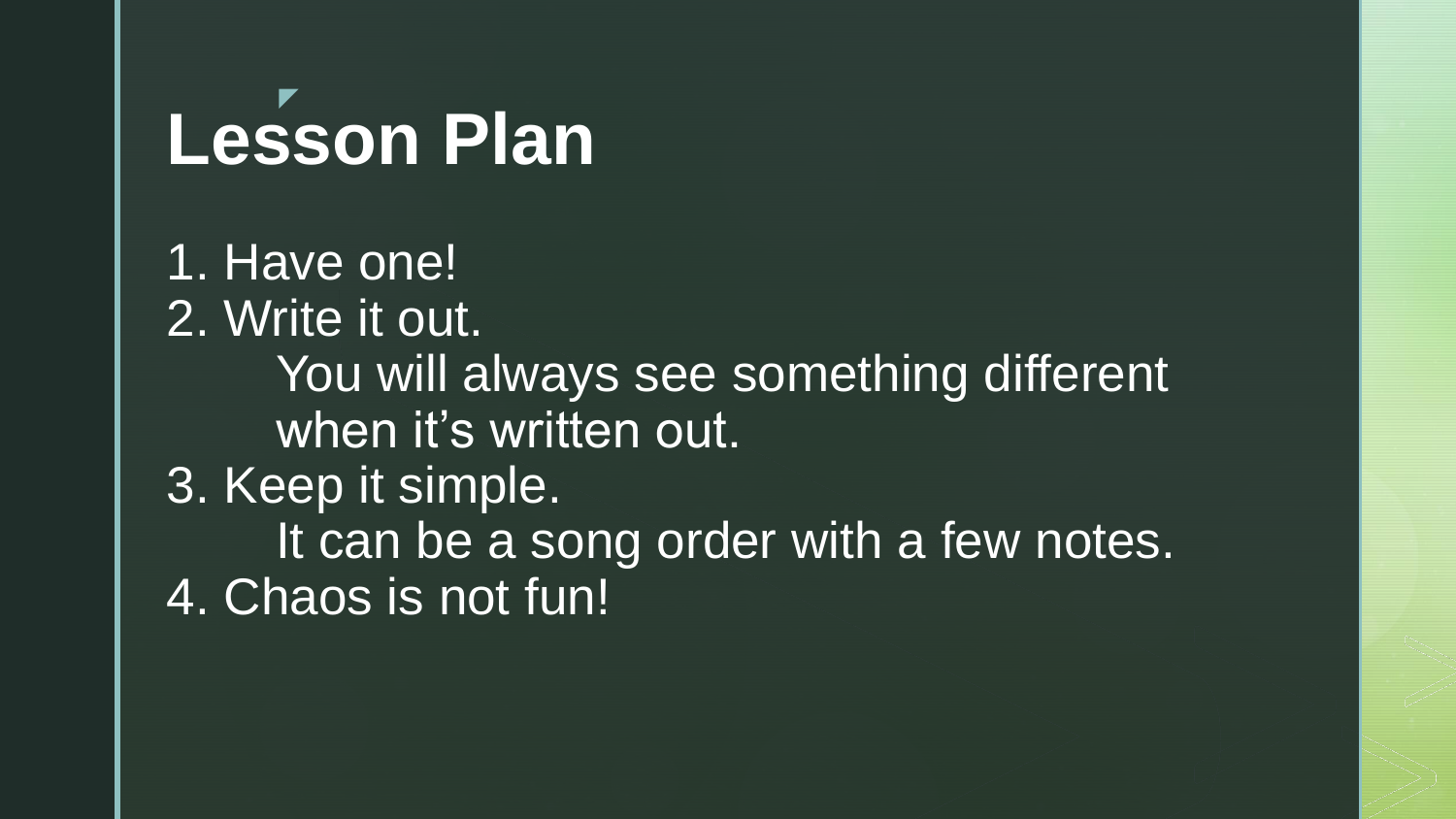# Lesson Plan

1. Have one!
2. Write it out.
   You will always see something different when it's written out.
3. Keep it simple.
   It can be a song order with a few notes.
4. Chaos is not fun!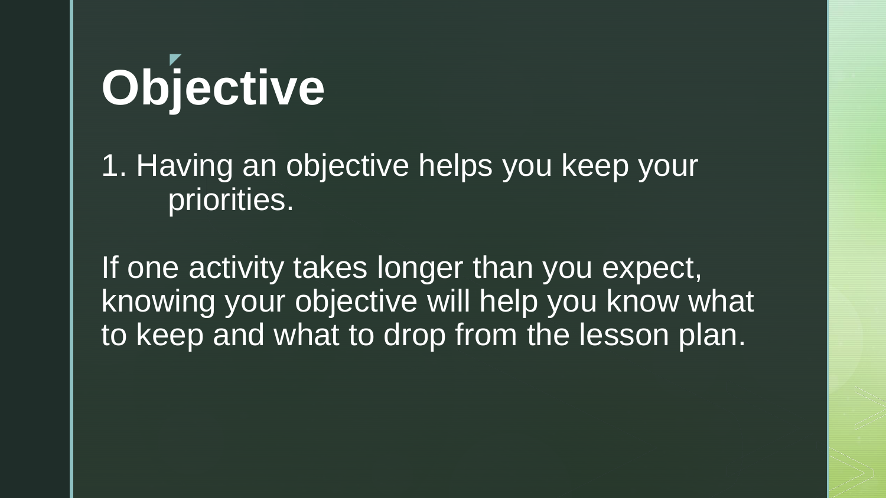# Objective

1. Having an objective helps you keep your priorities.

If one activity takes longer than you expect, knowing your objective will help you know what to keep and what to drop from the lesson plan.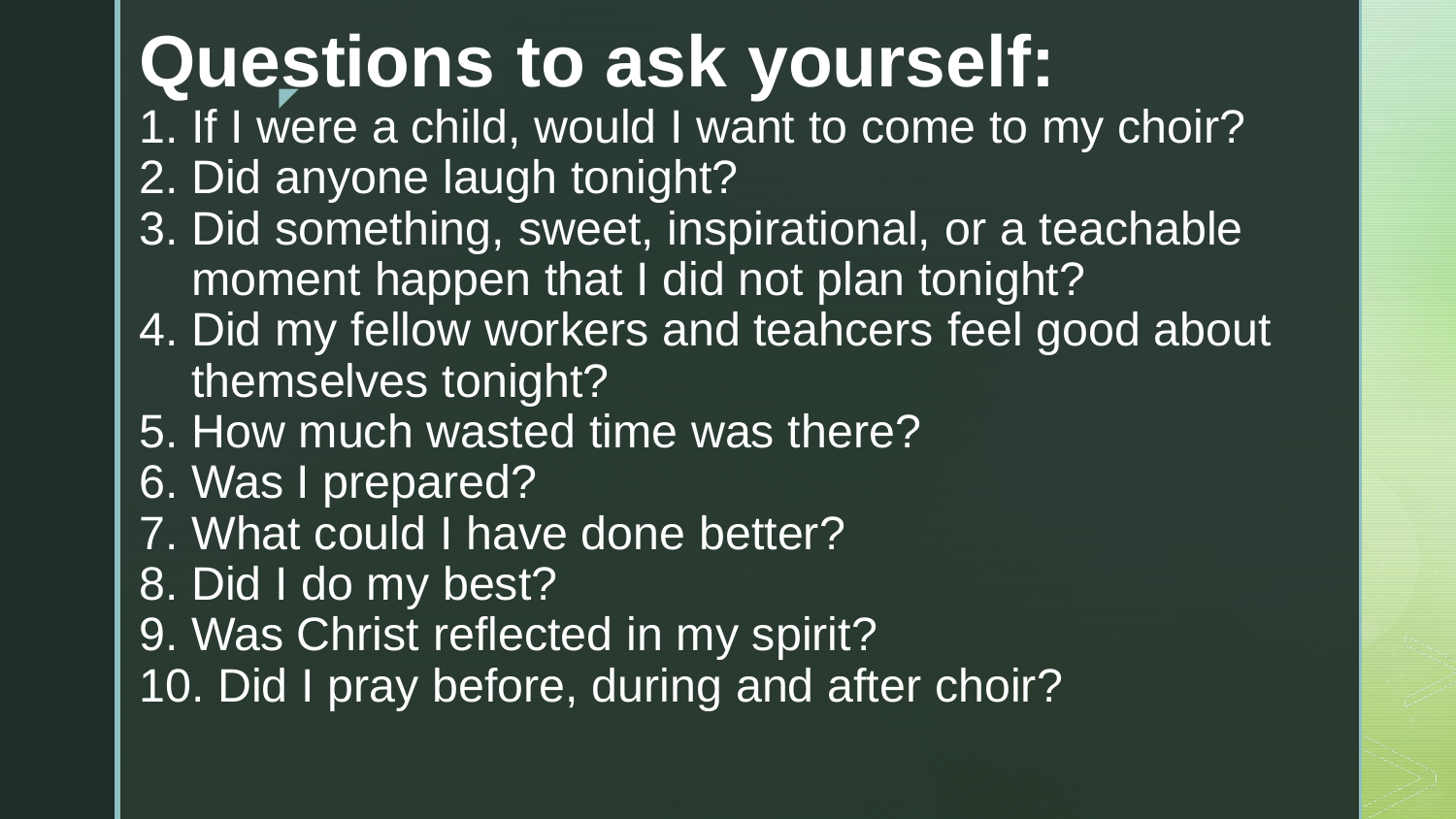# Questions to ask yourself:

1. If I were a child, would I want to come to my choir?
2. Did anyone laugh tonight?
3. Did something, sweet, inspirational, or a teachable moment happen that I did not plan tonight?
4. Did my fellow workers and teahcers feel good about themselves tonight?
5. How much wasted time was there?
6. Was I prepared?
7. What could I have done better?
8. Did I do my best?
9. Was Christ reflected in my spirit?
10. Did I pray before, during and after choir?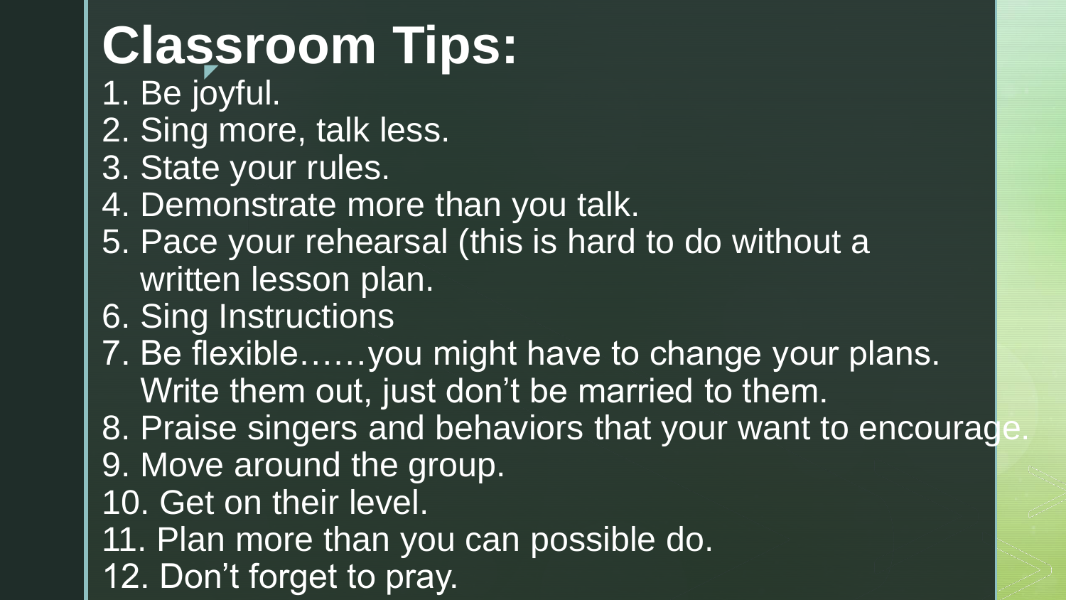# Classroom Tips:

1. Be joyful.
2. Sing more, talk less.
3. State your rules.
4. Demonstrate more than you talk.
5. Pace your rehearsal (this is hard to do without a written lesson plan.
6. Sing Instructions
7. Be flexible……you might have to change your plans. Write them out, just don't be married to them.
8. Praise singers and behaviors that your want to encourage.
9. Move around the group.
10. Get on their level.
11. Plan more than you can possible do.
12. Don't forget to pray.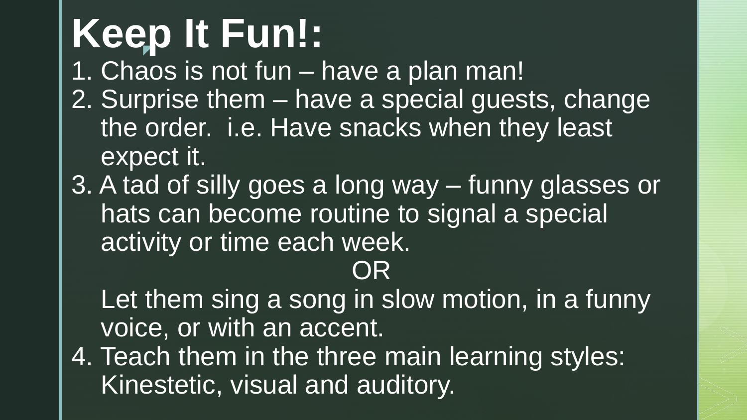# Keep It Fun!:

1. Chaos is not fun – have a plan man!
2. Surprise them – have a special guests, change the order. i.e. Have snacks when they least expect it.
3. A tad of silly goes a long way – funny glasses or hats can become routine to signal a special activity or time each week.

   OR

   Let them sing a song in slow motion, in a funny voice, or with an accent.
4. Teach them in the three main learning styles: Kinestetic, visual and auditory.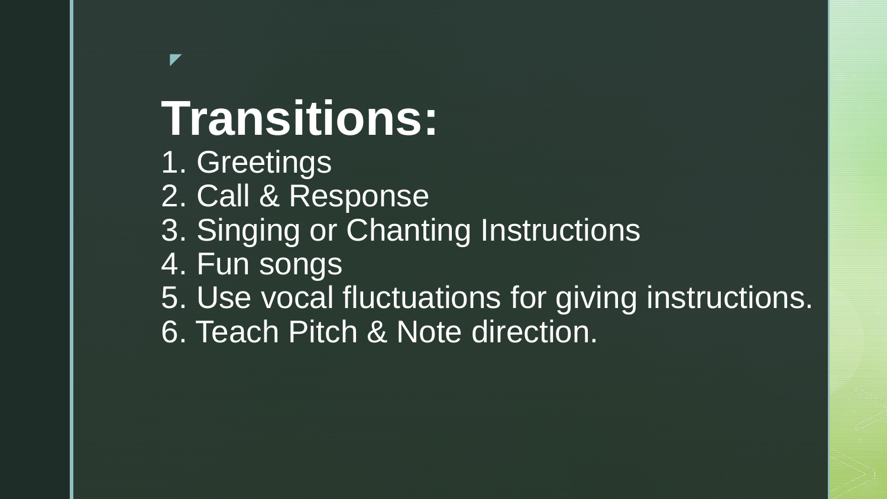# Transitions:

1. Greetings
2. Call & Response
3. Singing or Chanting Instructions
4. Fun songs
5. Use vocal fluctuations for giving instructions.
6. Teach Pitch & Note direction.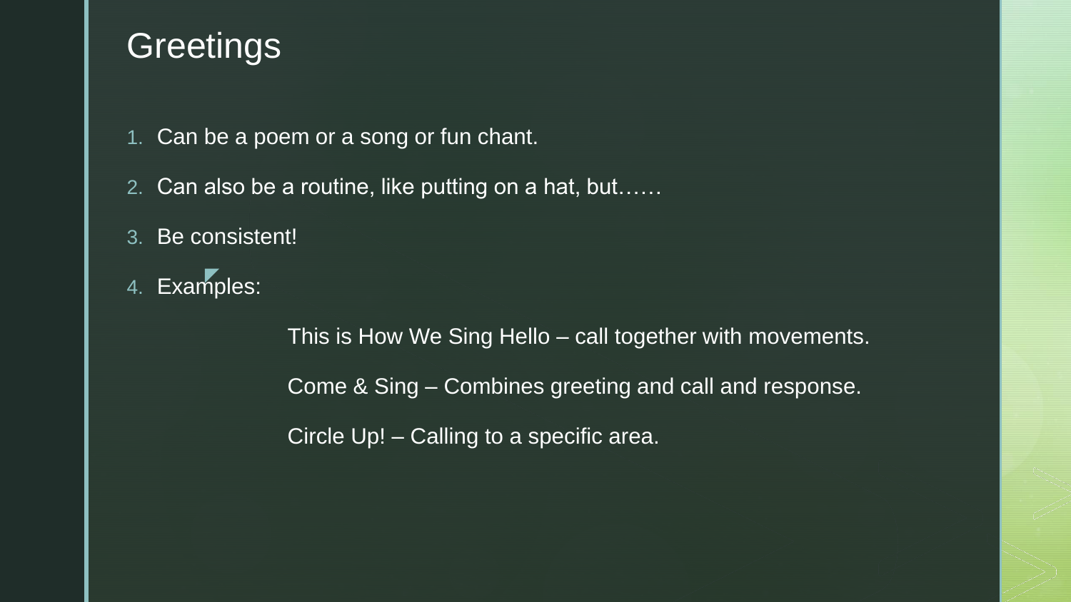# Greetings

1. Can be a poem or a song or fun chant.
2. Can also be a routine, like putting on a hat, but……
3. Be consistent!
4. Examples:

    This is How We Sing Hello – call together with movements.

    Come & Sing – Combines greeting and call and response.

    Circle Up! – Calling to a specific area.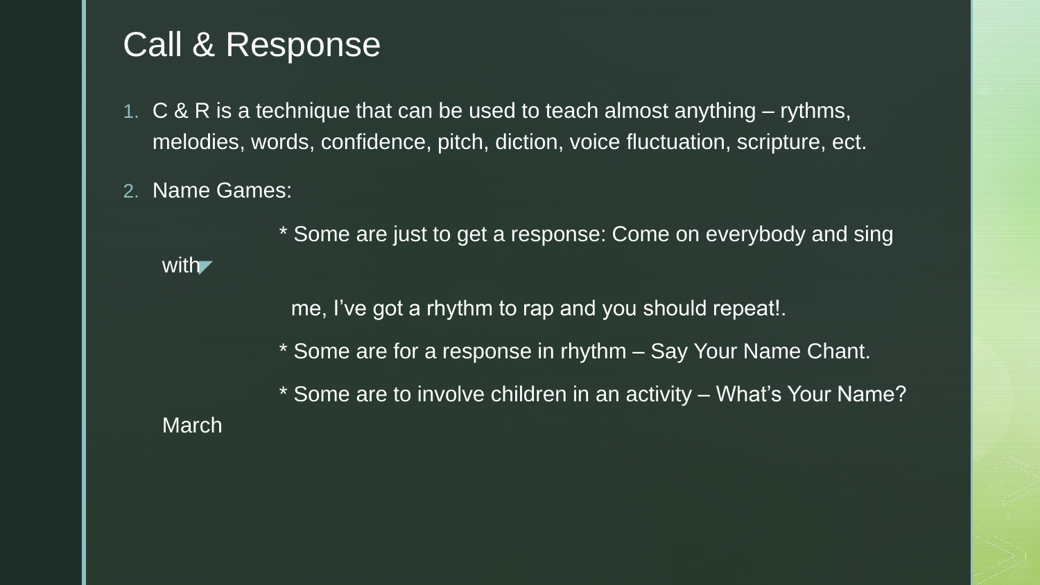# Call & Response

1. C & R is a technique that can be used to teach almost anything – rythms, melodies, words, confidence, pitch, diction, voice fluctuation, scripture, ect.
2. Name Games:

   * Some are just to get a response: Come on everybody and sing with me, I've got a rhythm to rap and you should repeat!.

   * Some are for a response in rhythm – Say Your Name Chant.

   * Some are to involve children in an activity – What's Your Name? March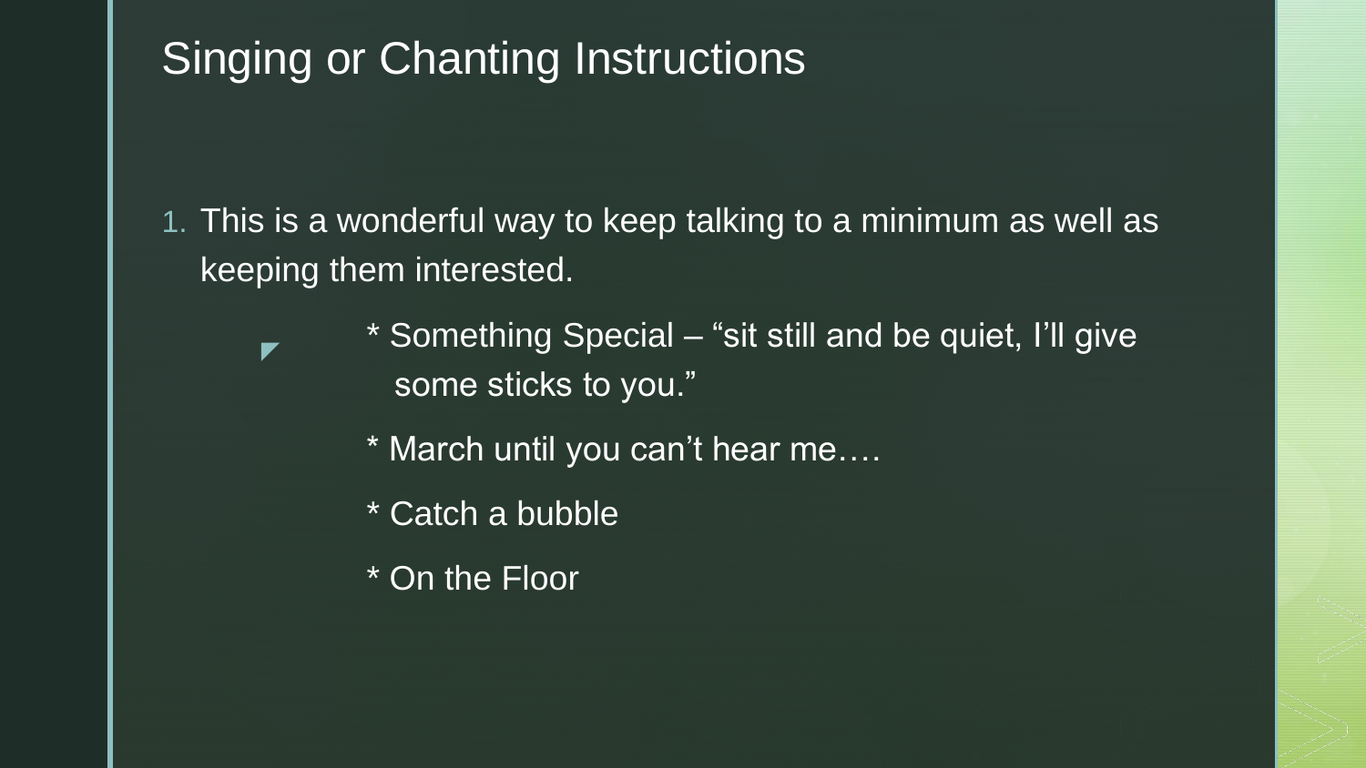# Singing or Chanting Instructions

1. This is a wonderful way to keep talking to a minimum as well as keeping them interested.

   * Something Special – "sit still and be quiet, I'll give some sticks to you."

   * March until you can't hear me….

   * Catch a bubble

   * On the Floor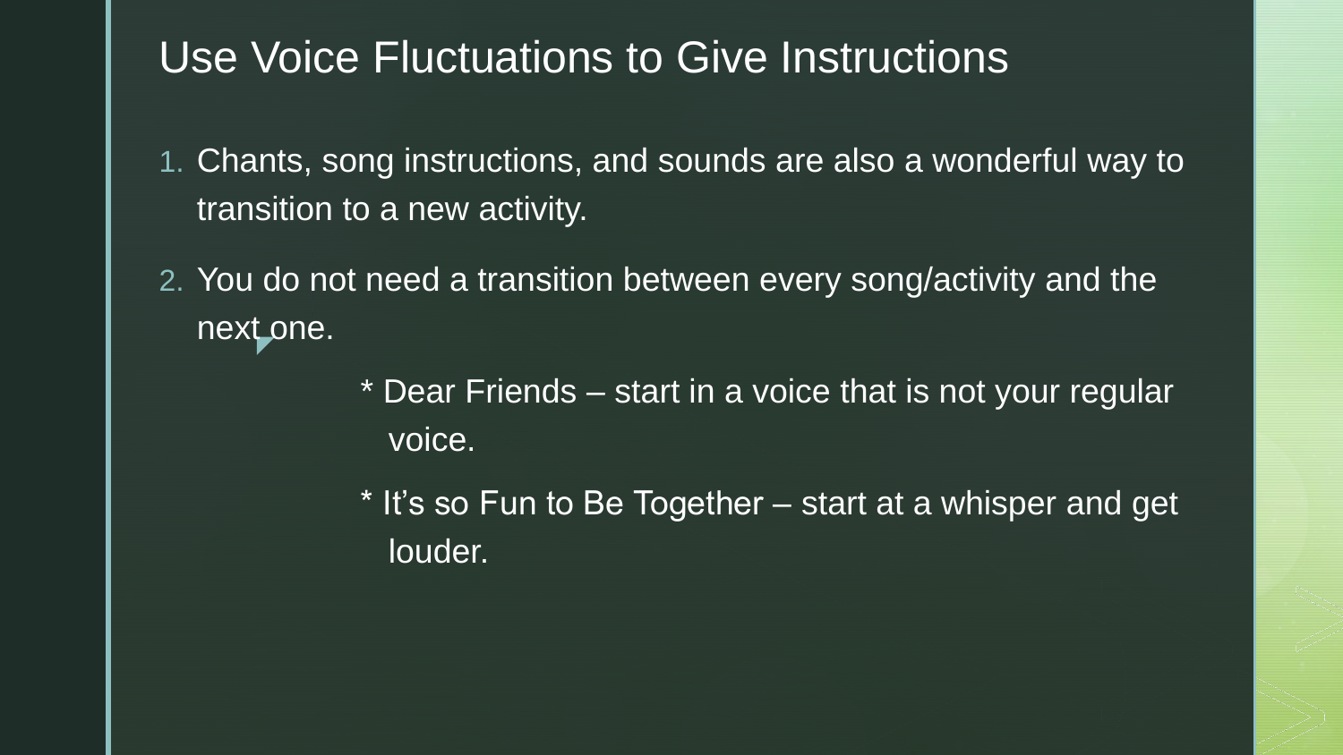# Use Voice Fluctuations to Give Instructions

1. Chants, song instructions, and sounds are also a wonderful way to transition to a new activity.
2. You do not need a transition between every song/activity and the next one.

   * Dear Friends – start in a voice that is not your regular voice.

   * It's so Fun to Be Together – start at a whisper and get louder.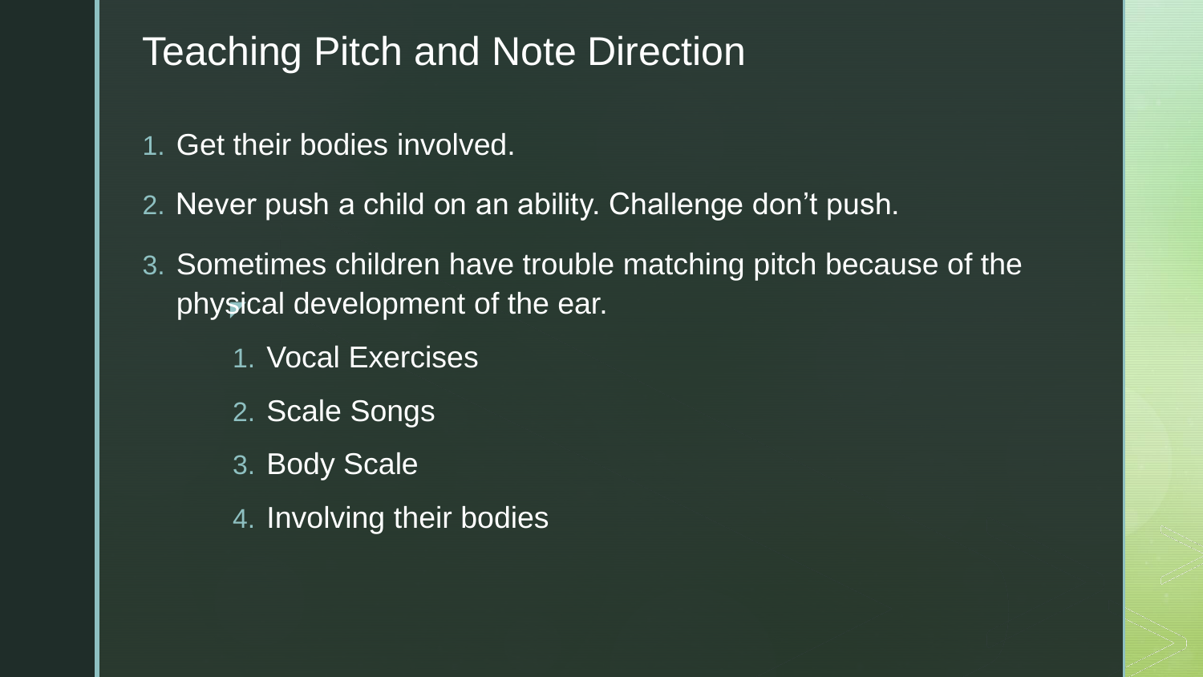# Teaching Pitch and Note Direction

1. Get their bodies involved.
2. Never push a child on an ability. Challenge don't push.
3. Sometimes children have trouble matching pitch because of the physical development of the ear.
    1. Vocal Exercises
    2. Scale Songs
    3. Body Scale
    4. Involving their bodies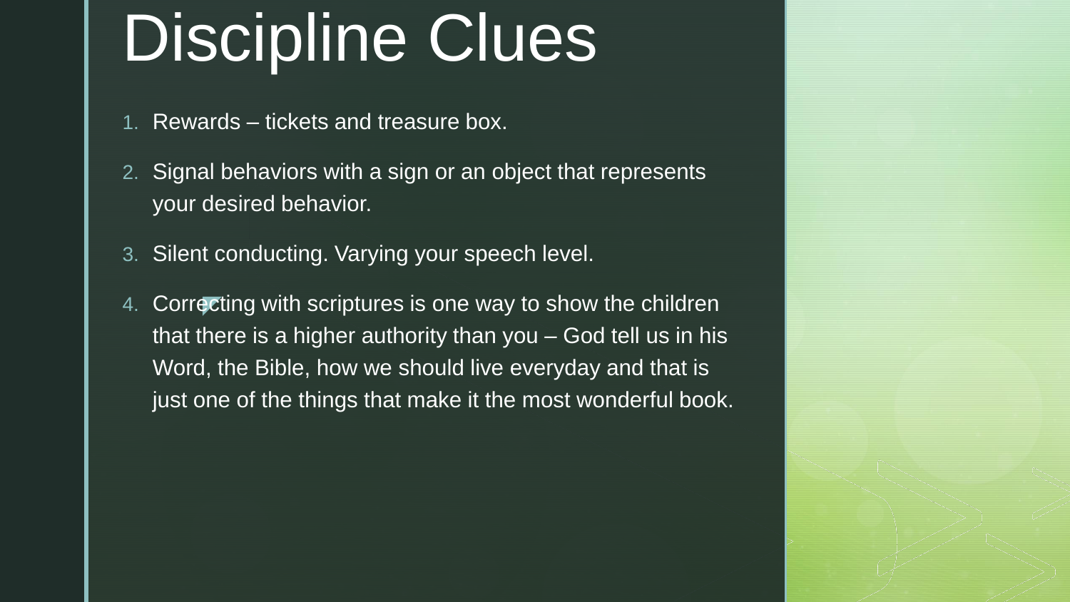# Discipline Clues

1. Rewards – tickets and treasure box.
2. Signal behaviors with a sign or an object that represents your desired behavior.
3. Silent conducting. Varying your speech level.
4. Correcting with scriptures is one way to show the children that there is a higher authority than you – God tell us in his Word, the Bible, how we should live everyday and that is just one of the things that make it the most wonderful book.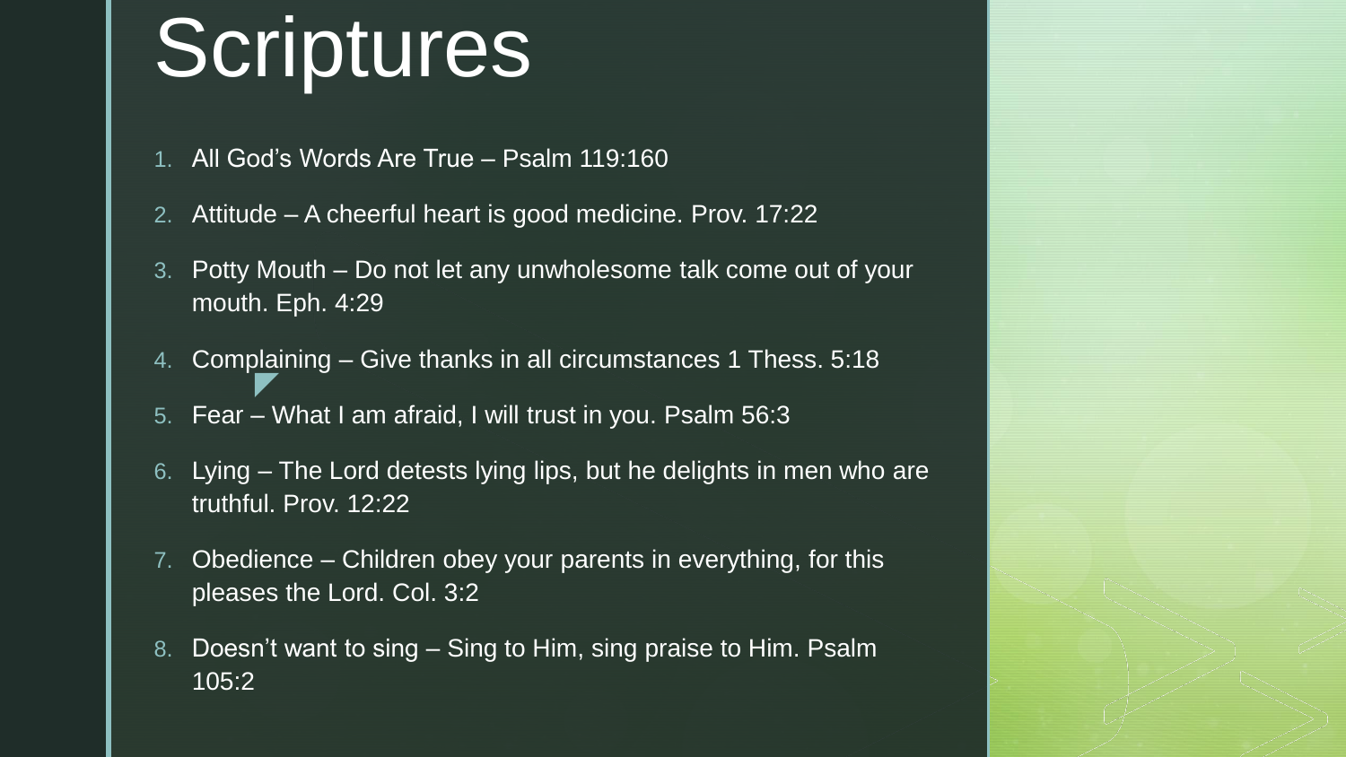# Scriptures

1. All God's Words Are True – Psalm 119:160
2. Attitude – A cheerful heart is good medicine. Prov. 17:22
3. Potty Mouth – Do not let any unwholesome talk come out of your mouth. Eph. 4:29
4. Complaining – Give thanks in all circumstances 1 Thess. 5:18
5. Fear – What I am afraid, I will trust in you. Psalm 56:3
6. Lying – The Lord detests lying lips, but he delights in men who are truthful. Prov. 12:22
7. Obedience – Children obey your parents in everything, for this pleases the Lord. Col. 3:2
8. Doesn't want to sing – Sing to Him, sing praise to Him. Psalm 105:2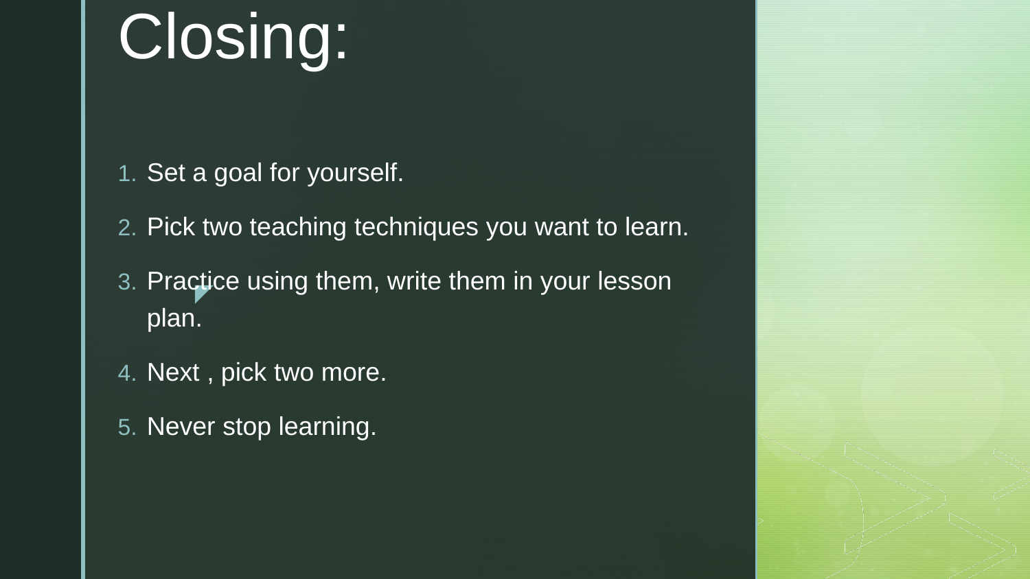# Closing:

1. Set a goal for yourself.
2. Pick two teaching techniques you want to learn.
3. Practice using them, write them in your lesson plan.
4. Next , pick two more.
5. Never stop learning.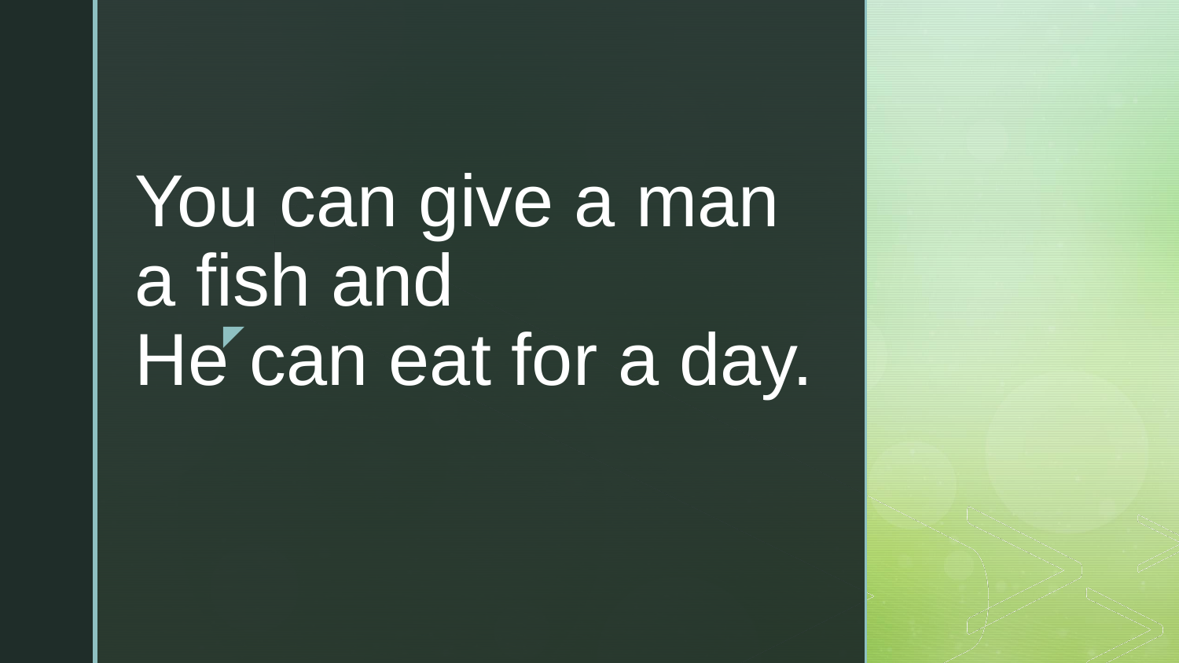You can give a man a fish and
He can eat for a day.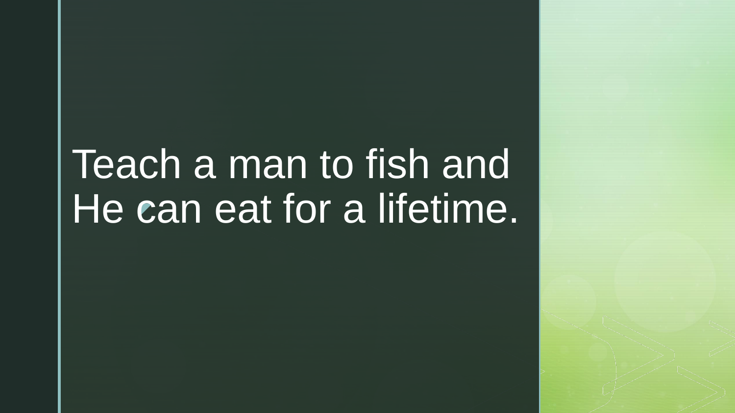# Teach a man to fish and He can eat for a lifetime.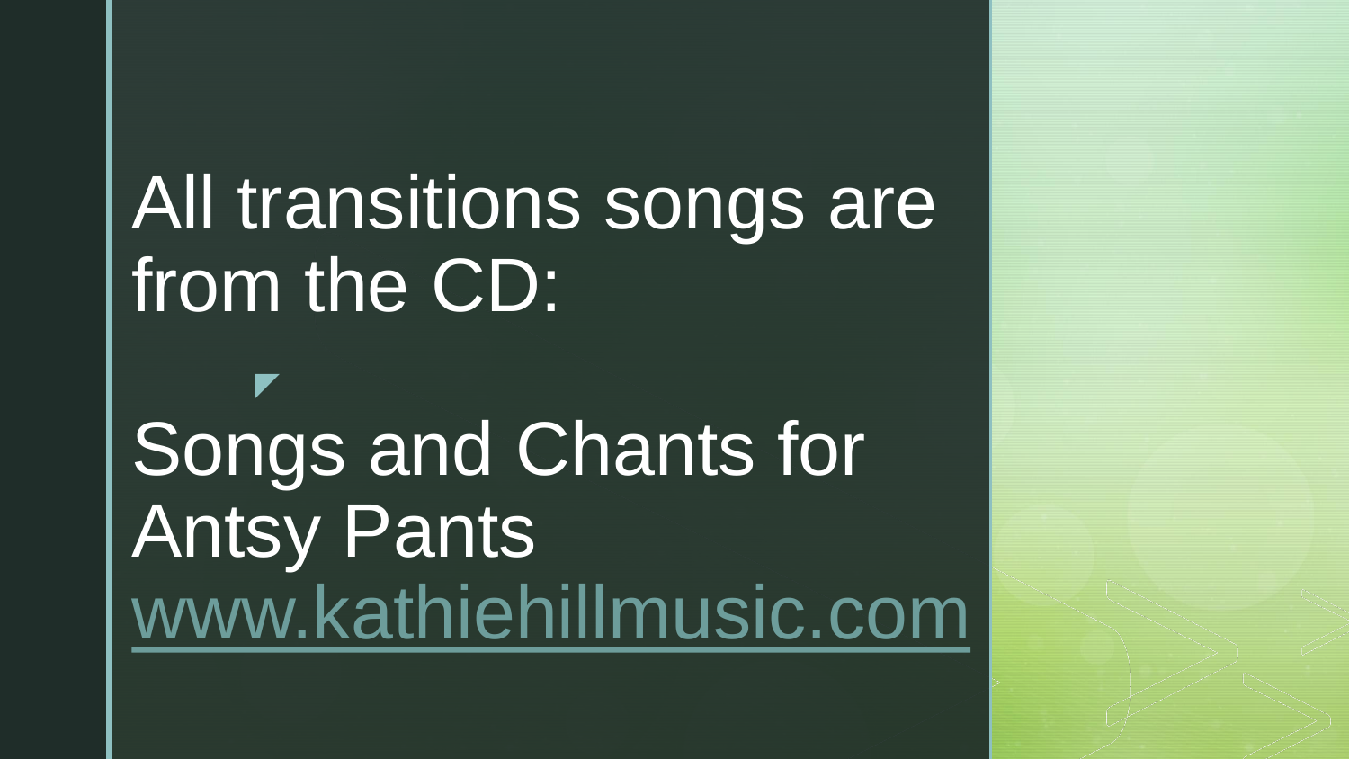# All transitions songs are from the CD:

Songs and Chants for Antsy Pants
www.kathiehillmusic.com